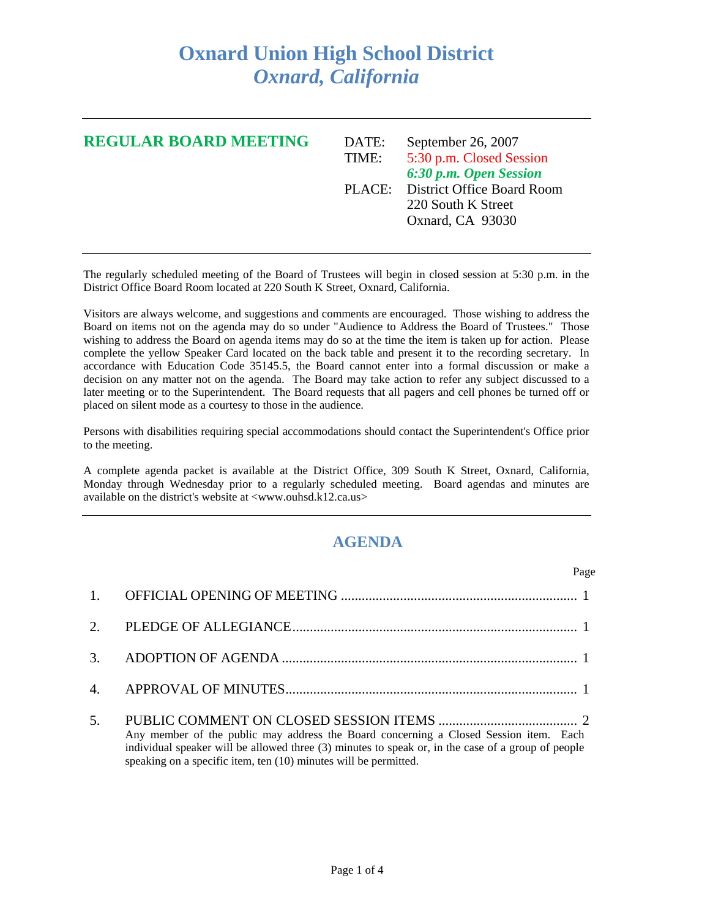# Oxnard Union High School District
## *Oxnard, California*

---

**REGULAR BOARD MEETING**

DATE: September 26, 2007
TIME: 5:30 p.m. Closed Session
***6:30 p.m. Open Session***
PLACE: District Office Board Room
220 South K Street
Oxnard, CA 93030

---

The regularly scheduled meeting of the Board of Trustees will begin in closed session at 5:30 p.m. in the District Office Board Room located at 220 South K Street, Oxnard, California.

Visitors are always welcome, and suggestions and comments are encouraged. Those wishing to address the Board on items not on the agenda may do so under "Audience to Address the Board of Trustees." Those wishing to address the Board on agenda items may do so at the time the item is taken up for action. Please complete the yellow Speaker Card located on the back table and present it to the recording secretary. In accordance with Education Code 35145.5, the Board cannot enter into a formal discussion or make a decision on any matter not on the agenda. The Board may take action to refer any subject discussed to a later meeting or to the Superintendent. The Board requests that all pagers and cell phones be turned off or placed on silent mode as a courtesy to those in the audience.

Persons with disabilities requiring special accommodations should contact the Superintendent's Office prior to the meeting.

A complete agenda packet is available at the District Office, 309 South K Street, Oxnard, California, Monday through Wednesday prior to a regularly scheduled meeting. Board agendas and minutes are available on the district's website at <www.ouhsd.k12.ca.us>

---

## AGENDA

| | | Page |
|---|---|---|
| 1. | OFFICIAL OPENING OF MEETING | 1 |
| 2. | PLEDGE OF ALLEGIANCE | 1 |
| 3. | ADOPTION OF AGENDA | 1 |
| 4. | APPROVAL OF MINUTES | 1 |
| 5. | PUBLIC COMMENT ON CLOSED SESSION ITEMS | 2 |

Any member of the public may address the Board concerning a Closed Session item. Each individual speaker will be allowed three (3) minutes to speak or, in the case of a group of people speaking on a specific item, ten (10) minutes will be permitted.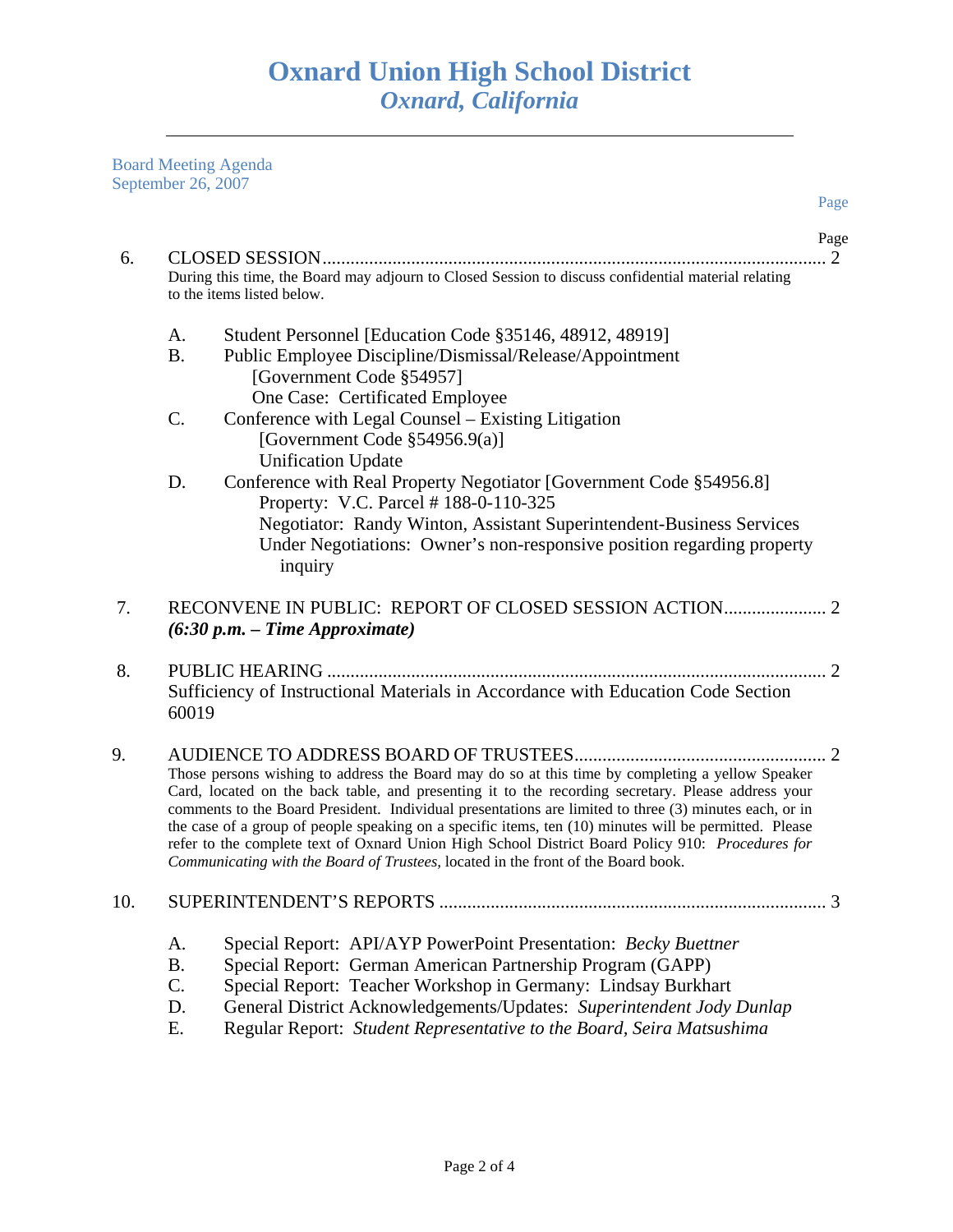# Oxnard Union High School District
*Oxnard, California*

Board Meeting Agenda
September 26, 2007

Page

6. CLOSED SESSION ........................................................................................................... 2
During this time, the Board may adjourn to Closed Session to discuss confidential material relating to the items listed below.

   A. Student Personnel [Education Code §35146, 48912, 48919]
   B. Public Employee Discipline/Dismissal/Release/Appointment
      [Government Code §54957]
      One Case: Certificated Employee
   C. Conference with Legal Counsel – Existing Litigation
      [Government Code §54956.9(a)]
      Unification Update
   D. Conference with Real Property Negotiator [Government Code §54956.8]
      Property: V.C. Parcel # 188-0-110-325
      Negotiator: Randy Winton, Assistant Superintendent-Business Services
      Under Negotiations: Owner's non-responsive position regarding property inquiry

7. RECONVENE IN PUBLIC: REPORT OF CLOSED SESSION ACTION...................... 2
***(6:30 p.m. – Time Approximate)***

8. PUBLIC HEARING .......................................................................................................... 2
Sufficiency of Instructional Materials in Accordance with Education Code Section 60019

9. AUDIENCE TO ADDRESS BOARD OF TRUSTEES...................................................... 2
Those persons wishing to address the Board may do so at this time by completing a yellow Speaker Card, located on the back table, and presenting it to the recording secretary. Please address your comments to the Board President. Individual presentations are limited to three (3) minutes each, or in the case of a group of people speaking on a specific items, ten (10) minutes will be permitted. Please refer to the complete text of Oxnard Union High School District Board Policy 910: *Procedures for Communicating with the Board of Trustees,* located in the front of the Board book.

10. SUPERINTENDENT'S REPORTS .................................................................................. 3

   A. Special Report: API/AYP PowerPoint Presentation: *Becky Buettner*
   B. Special Report: German American Partnership Program (GAPP)
   C. Special Report: Teacher Workshop in Germany: Lindsay Burkhart
   D. General District Acknowledgements/Updates: *Superintendent Jody Dunlap*
   E. Regular Report: *Student Representative to the Board, Seira Matsushima*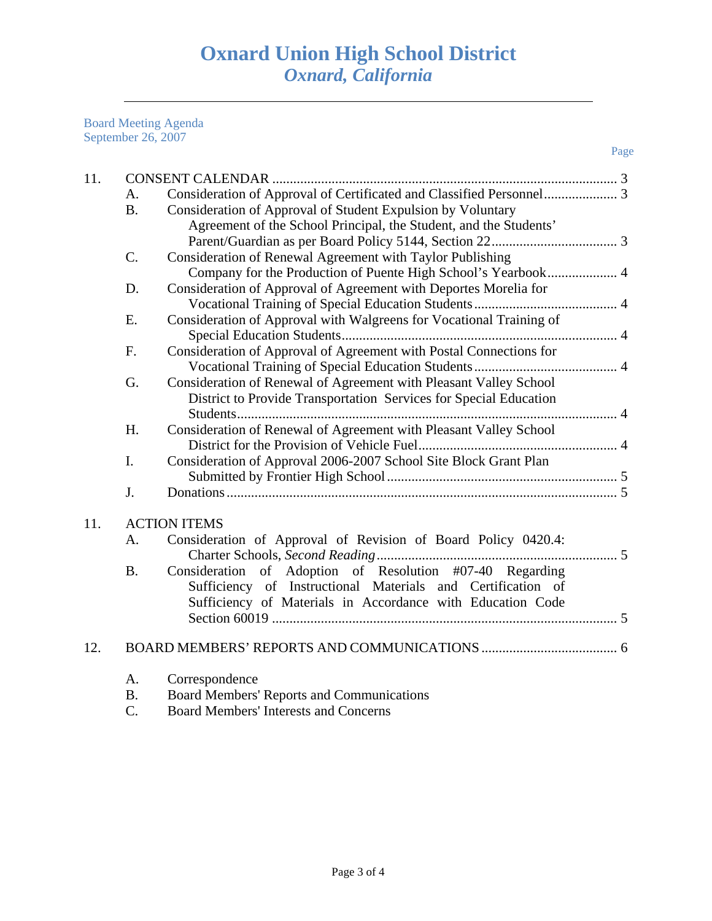# Oxnard Union High School District
## *Oxnard, California*

Board Meeting Agenda
September 26, 2007

Page

11. CONSENT CALENDAR .................................................................................................. 3
    - A. Consideration of Approval of Certificated and Classified Personnel..................... 3
    - B. Consideration of Approval of Student Expulsion by Voluntary Agreement of the School Principal, the Student, and the Students' Parent/Guardian as per Board Policy 5144, Section 22.................................... 3
    - C. Consideration of Renewal Agreement with Taylor Publishing Company for the Production of Puente High School's Yearbook.................... 4
    - D. Consideration of Approval of Agreement with Deportes Morelia for Vocational Training of Special Education Students......................................... 4
    - E. Consideration of Approval with Walgreens for Vocational Training of Special Education Students............................................................................... 4
    - F. Consideration of Approval of Agreement with Postal Connections for Vocational Training of Special Education Students......................................... 4
    - G. Consideration of Renewal of Agreement with Pleasant Valley School District to Provide Transportation Services for Special Education Students.............................................................................................................. 4
    - H. Consideration of Renewal of Agreement with Pleasant Valley School District for the Provision of Vehicle Fuel......................................................... 4
    - I. Consideration of Approval 2006-2007 School Site Block Grant Plan Submitted by Frontier High School.................................................................. 5
    - J. Donations................................................................................................................ 5

11. ACTION ITEMS
    - A. Consideration of Approval of Revision of Board Policy 0420.4: Charter Schools, *Second Reading*..................................................................... 5
    - B. Consideration of Adoption of Resolution #07-40 Regarding Sufficiency of Instructional Materials and Certification of Sufficiency of Materials in Accordance with Education Code Section 60019 .................................................................................................. 5

12. BOARD MEMBERS' REPORTS AND COMMUNICATIONS ....................................... 6
    - A. Correspondence
    - B. Board Members' Reports and Communications
    - C. Board Members' Interests and Concerns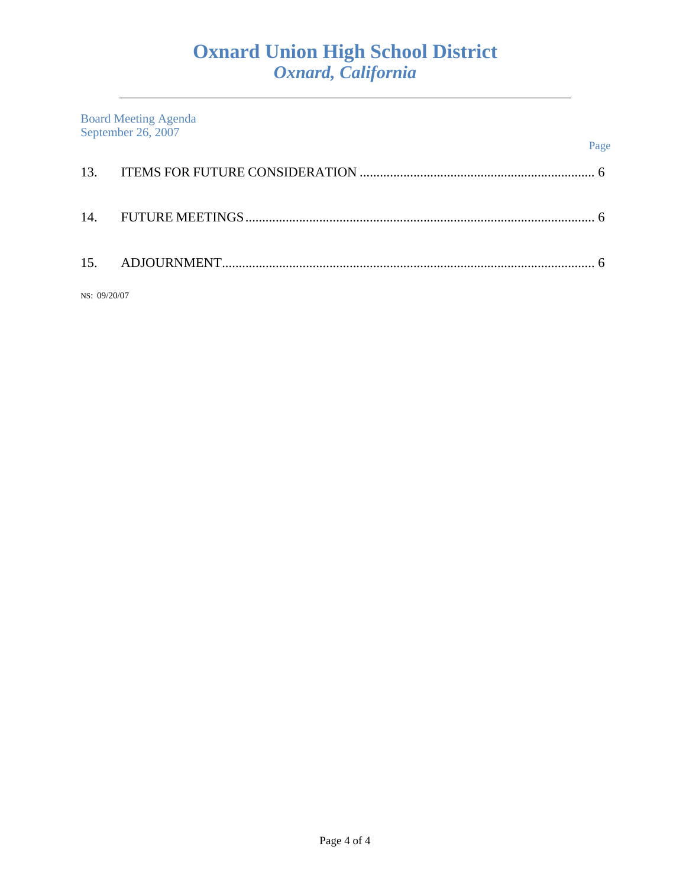# Oxnard Union High School District
## *Oxnard, California*

Board Meeting Agenda
September 26, 2007

| | | Page |
|---|---|---|
| 13. | ITEMS FOR FUTURE CONSIDERATION | 6 |
| 14. | FUTURE MEETINGS | 6 |
| 15. | ADJOURNMENT | 6 |

NS: 09/20/07